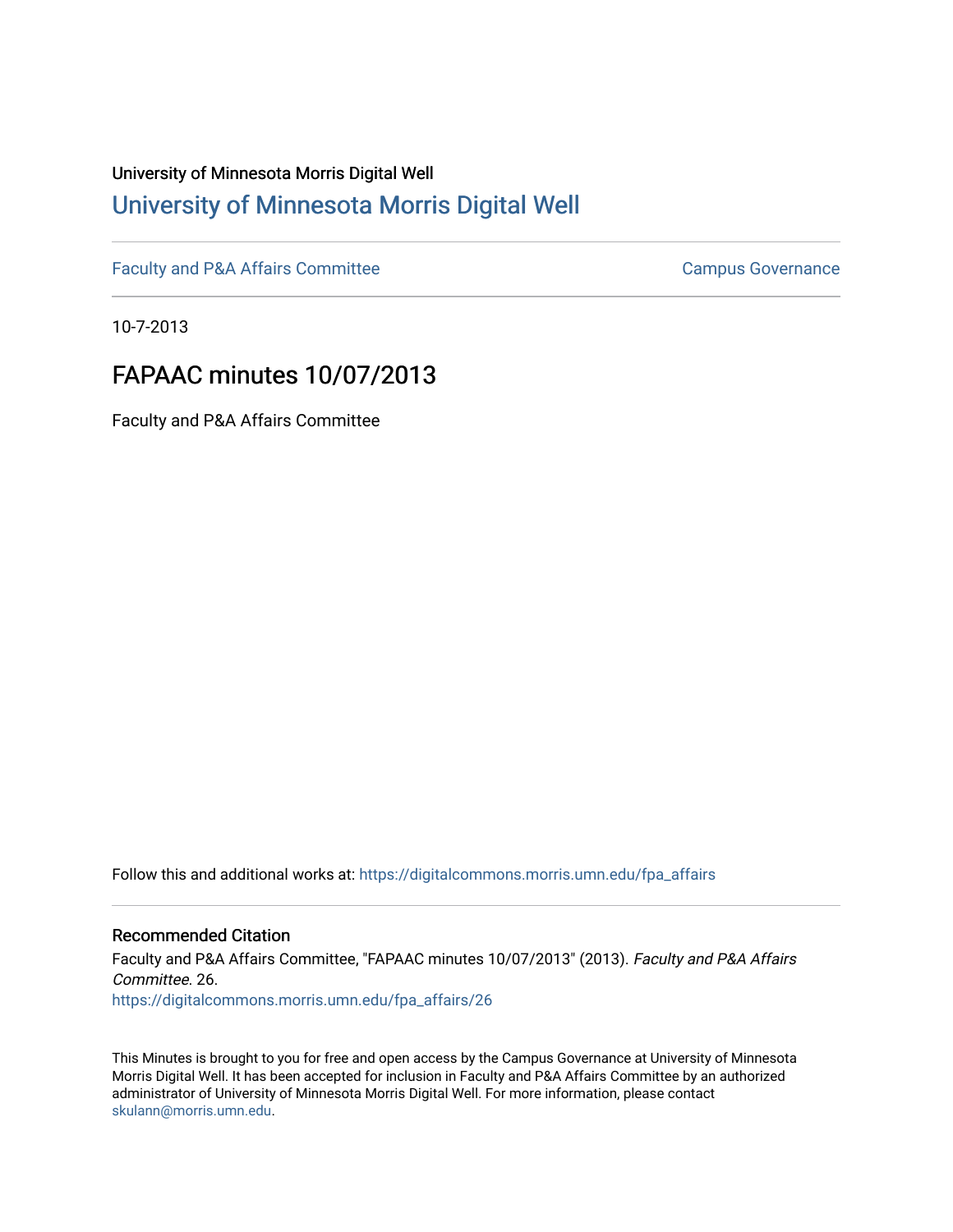University of Minnesota Morris Digital Well

# University of Minnesota Morris Digital Well

Faculty and P&A Affairs Committee | Campus Governance

10-7-2013

## FAPAAC minutes 10/07/2013

Faculty and P&A Affairs Committee

Follow this and additional works at: https://digitalcommons.morris.umn.edu/fpa_affairs

### Recommended Citation

Faculty and P&A Affairs Committee, "FAPAAC minutes 10/07/2013" (2013). *Faculty and P&A Affairs Committee*. 26.
https://digitalcommons.morris.umn.edu/fpa_affairs/26

This Minutes is brought to you for free and open access by the Campus Governance at University of Minnesota Morris Digital Well. It has been accepted for inclusion in Faculty and P&A Affairs Committee by an authorized administrator of University of Minnesota Morris Digital Well. For more information, please contact skulann@morris.umn.edu.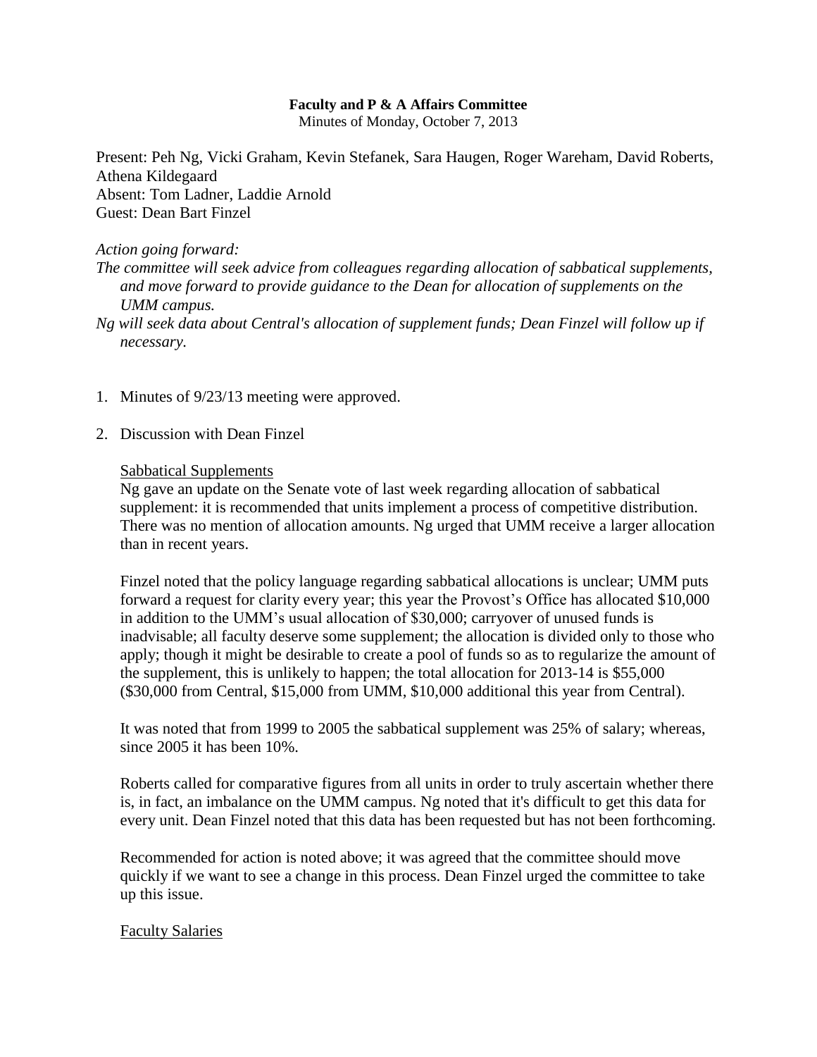**Faculty and P & A Affairs Committee**

Minutes of Monday, October 7, 2013

Present: Peh Ng, Vicki Graham, Kevin Stefanek, Sara Haugen, Roger Wareham, David Roberts, Athena Kildegaard

Absent: Tom Ladner, Laddie Arnold

Guest: Dean Bart Finzel

*Action going forward:*

*The committee will seek advice from colleagues regarding allocation of sabbatical supplements, and move forward to provide guidance to the Dean for allocation of supplements on the UMM campus.*

*Ng will seek data about Central's allocation of supplement funds; Dean Finzel will follow up if necessary.*

1. Minutes of 9/23/13 meeting were approved.

2. Discussion with Dean Finzel

   Sabbatical Supplements

   Ng gave an update on the Senate vote of last week regarding allocation of sabbatical supplement: it is recommended that units implement a process of competitive distribution. There was no mention of allocation amounts. Ng urged that UMM receive a larger allocation than in recent years.

   Finzel noted that the policy language regarding sabbatical allocations is unclear; UMM puts forward a request for clarity every year; this year the Provost's Office has allocated $10,000 in addition to the UMM's usual allocation of $30,000; carryover of unused funds is inadvisable; all faculty deserve some supplement; the allocation is divided only to those who apply; though it might be desirable to create a pool of funds so as to regularize the amount of the supplement, this is unlikely to happen; the total allocation for 2013-14 is $55,000 ($30,000 from Central, $15,000 from UMM, $10,000 additional this year from Central).

   It was noted that from 1999 to 2005 the sabbatical supplement was 25% of salary; whereas, since 2005 it has been 10%.

   Roberts called for comparative figures from all units in order to truly ascertain whether there is, in fact, an imbalance on the UMM campus. Ng noted that it's difficult to get this data for every unit. Dean Finzel noted that this data has been requested but has not been forthcoming.

   Recommended for action is noted above; it was agreed that the committee should move quickly if we want to see a change in this process. Dean Finzel urged the committee to take up this issue.

   Faculty Salaries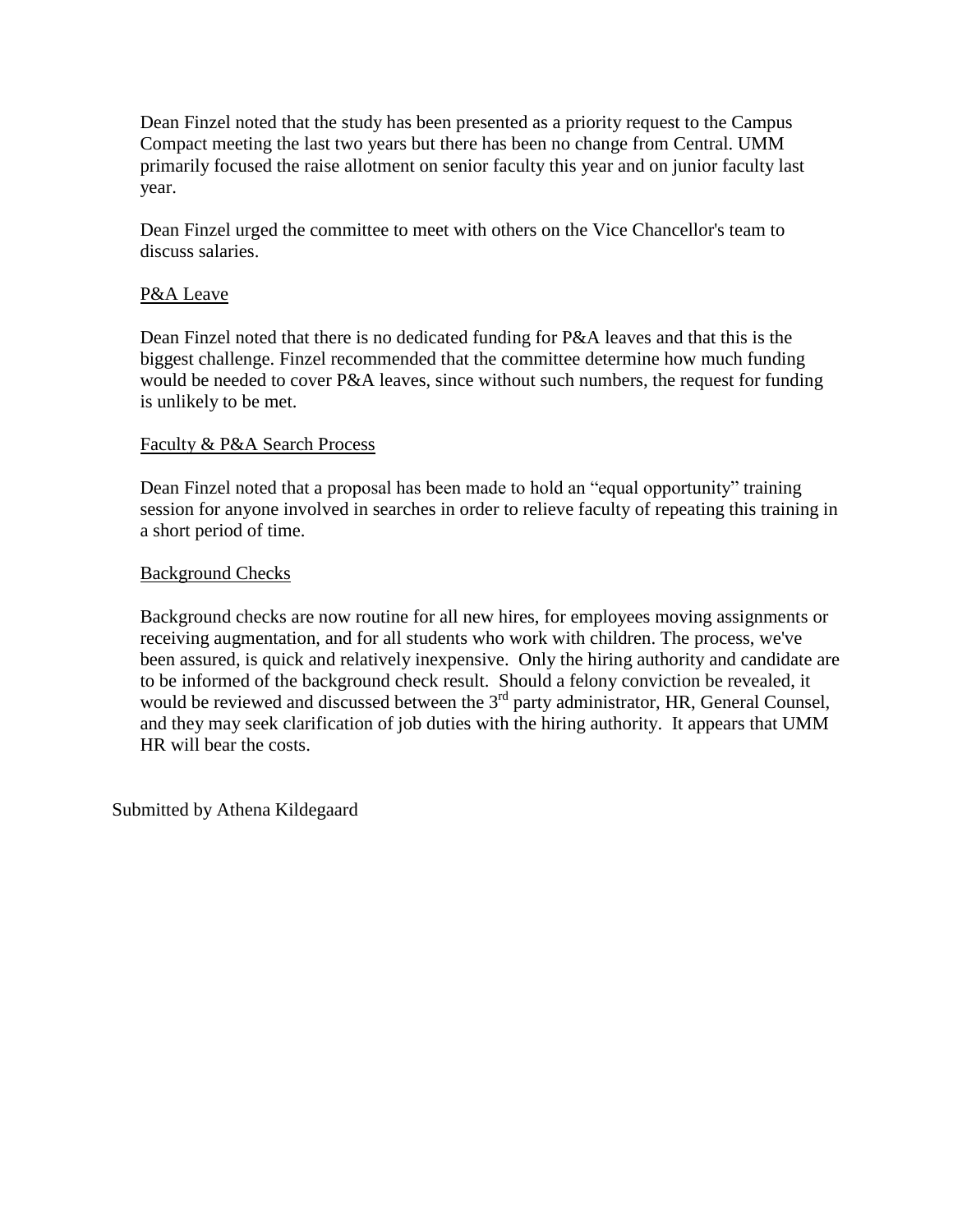Dean Finzel noted that the study has been presented as a priority request to the Campus Compact meeting the last two years but there has been no change from Central. UMM primarily focused the raise allotment on senior faculty this year and on junior faculty last year.

Dean Finzel urged the committee to meet with others on the Vice Chancellor's team to discuss salaries.

<u>P&A Leave</u>

Dean Finzel noted that there is no dedicated funding for P&A leaves and that this is the biggest challenge. Finzel recommended that the committee determine how much funding would be needed to cover P&A leaves, since without such numbers, the request for funding is unlikely to be met.

<u>Faculty & P&A Search Process</u>

Dean Finzel noted that a proposal has been made to hold an "equal opportunity" training session for anyone involved in searches in order to relieve faculty of repeating this training in a short period of time.

<u>Background Checks</u>

Background checks are now routine for all new hires, for employees moving assignments or receiving augmentation, and for all students who work with children. The process, we've been assured, is quick and relatively inexpensive. Only the hiring authority and candidate are to be informed of the background check result. Should a felony conviction be revealed, it would be reviewed and discussed between the 3rd party administrator, HR, General Counsel, and they may seek clarification of job duties with the hiring authority. It appears that UMM HR will bear the costs.

Submitted by Athena Kildegaard